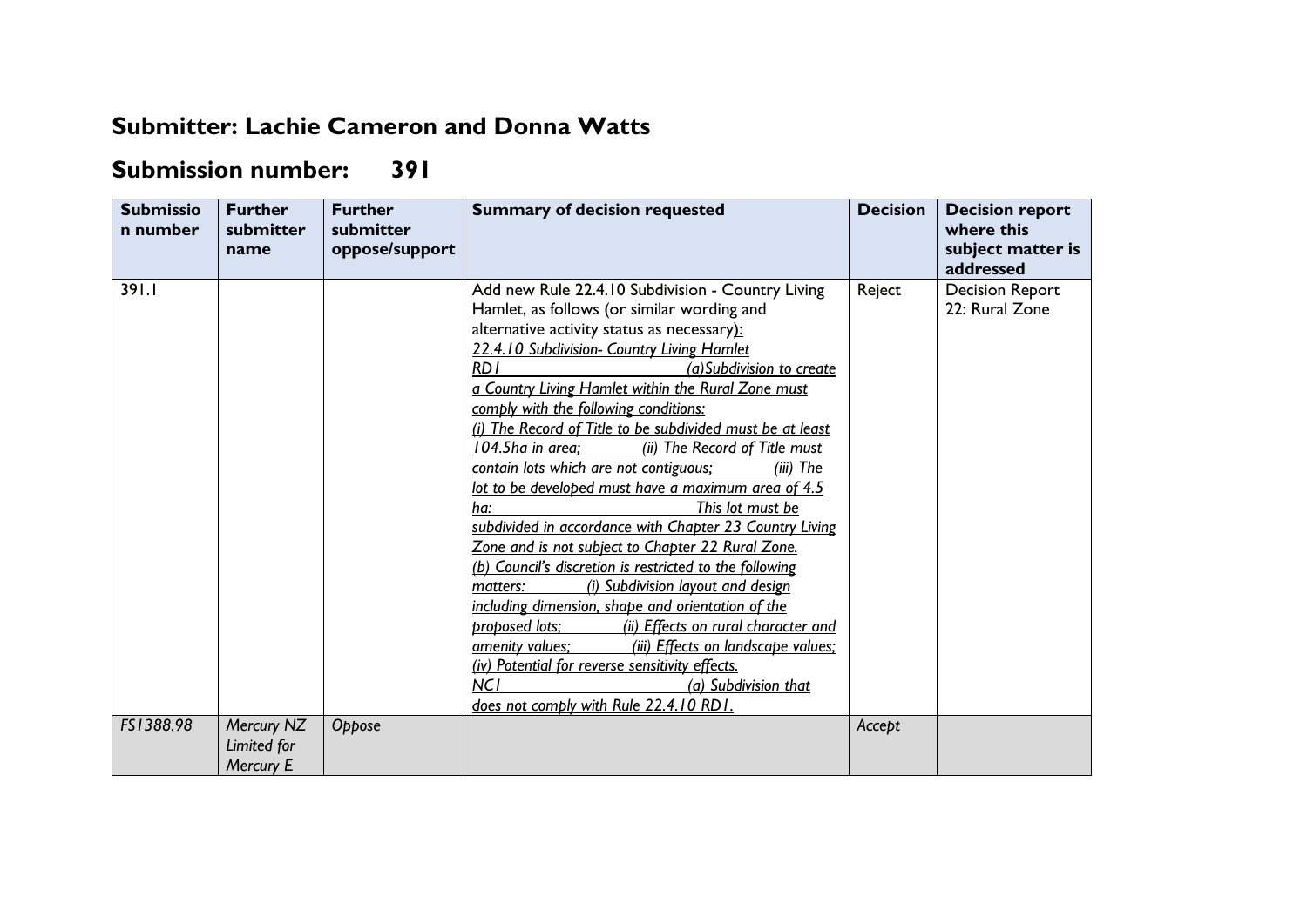## Submitter: Lachie Cameron and Donna Watts

## Submission number: 391

| Submission number | Further submitter name | Further submitter oppose/support | Summary of decision requested | Decision | Decision report where this subject matter is addressed |
|---|---|---|---|---|---|
| 391.1 | | | Add new Rule 22.4.10 Subdivision - Country Living Hamlet, as follows (or similar wording and alternative activity status as necessary): <u>*22.4.10 Subdivision- Country Living Hamlet*</u> <u>*RD1 (a)Subdivision to create a Country Living Hamlet within the Rural Zone must comply with the following conditions:*</u> <u>*(i) The Record of Title to be subdivided must be at least 104.5ha in area; (ii) The Record of Title must contain lots which are not contiguous; (iii) The lot to be developed must have a maximum area of 4.5 ha: This lot must be subdivided in accordance with Chapter 23 Country Living Zone and is not subject to Chapter 22 Rural Zone.*</u> <u>*(b) Council's discretion is restricted to the following matters: (i) Subdivision layout and design including dimension, shape and orientation of the proposed lots; (ii) Effects on rural character and amenity values; (iii) Effects on landscape values; (iv) Potential for reverse sensitivity effects.*</u> <u>*NC1 (a) Subdivision that does not comply with Rule 22.4.10 RD1.*</u> | Reject | Decision Report 22: Rural Zone |
| *FS1388.98* | *Mercury NZ Limited for Mercury E* | *Oppose* | | *Accept* | |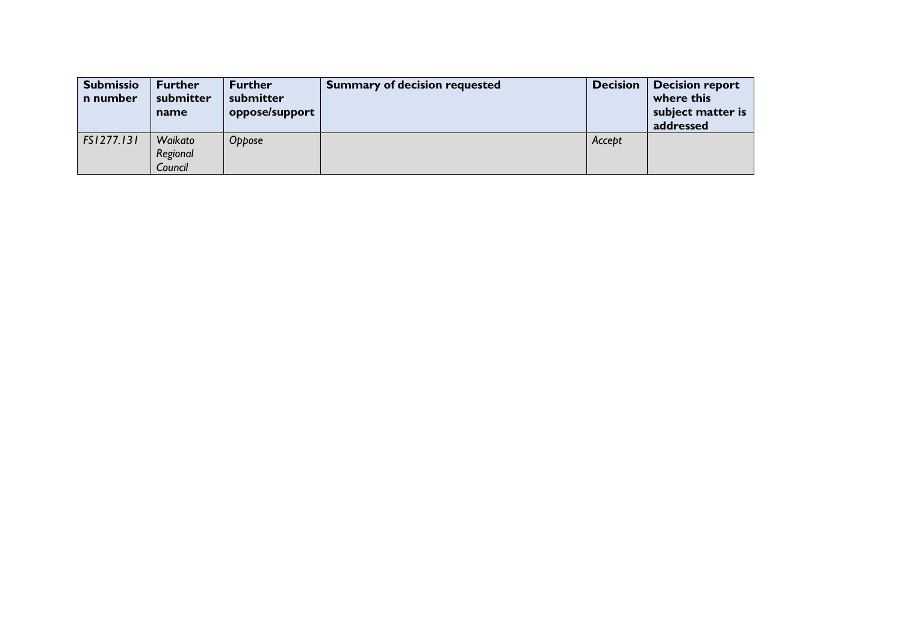| Submission number | Further submitter name | Further submitter oppose/support | Summary of decision requested | Decision | Decision report where this subject matter is addressed |
|---|---|---|---|---|---|
| *FS1277.131* | *Waikato Regional Council* | *Oppose* | | *Accept* | |